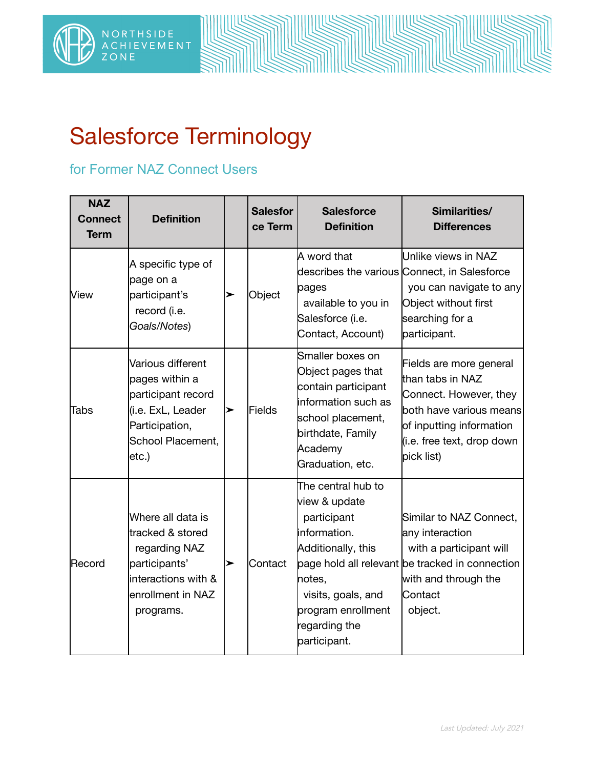# Salesforce Terminology

## for Former NAZ Connect Users

| NAZ Connect Term | Definition | | Salesforce Term | Salesforce Definition | Similarities/ Differences |
|---|---|---|---|---|---|
| View | A specific type of page on a participant's record (i.e. *Goals/Notes*) | ➢ | Object | A word that describes the various pages available to you in Salesforce (i.e. Contact, Account) | Unlike views in NAZ Connect, in Salesforce you can navigate to any Object without first searching for a participant. |
| Tabs | Various different pages within a participant record (i.e. ExL, Leader Participation, School Placement, etc.) | ➢ | Fields | Smaller boxes on Object pages that contain participant information such as school placement, birthdate, Family Academy Graduation, etc. | Fields are more general than tabs in NAZ Connect. However, they both have various means of inputting information (i.e. free text, drop down pick list) |
| Record | Where all data is tracked & stored regarding NAZ participants' interactions with & enrollment in NAZ programs. | ➢ | Contact | The central hub to view & update participant information. Additionally, this page hold all relevant notes, visits, goals, and program enrollment regarding the participant. | Similar to NAZ Connect, any interaction with a participant will be tracked in connection with and through the Contact object. |

*Last Updated: July 2021*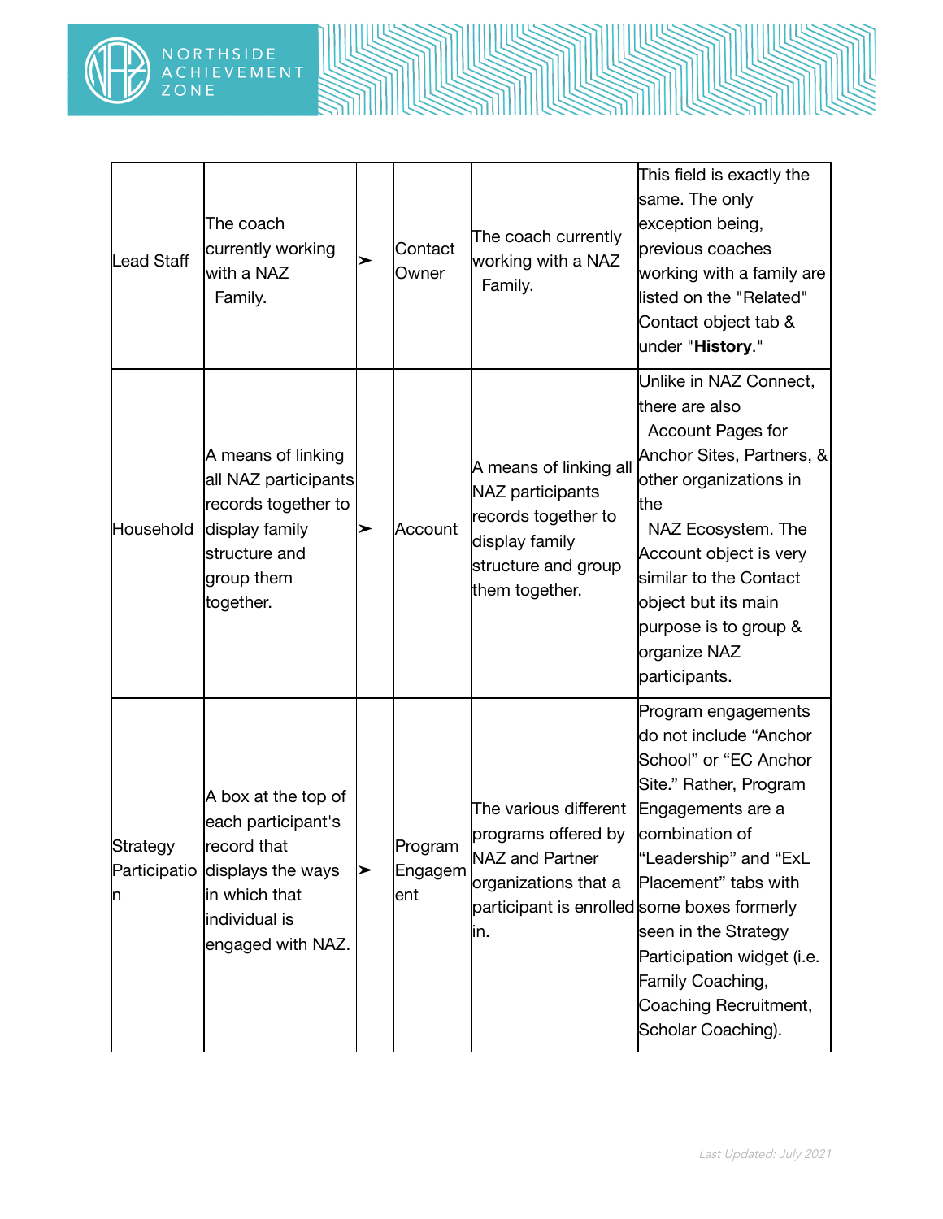| Lead Staff | The coach currently working with a NAZ Family. | ➢ | Contact Owner | The coach currently working with a NAZ Family. | This field is exactly the same. The only exception being, previous coaches working with a family are listed on the "Related" Contact object tab & under "**History**." |
|---|---|---|---|---|---|
| Household | A means of linking all NAZ participants records together to display family structure and group them together. | ➢ | Account | A means of linking all NAZ participants records together to display family structure and group them together. | Unlike in NAZ Connect, there are also Account Pages for Anchor Sites, Partners, & other organizations in the NAZ Ecosystem. The Account object is very similar to the Contact object but its main purpose is to group & organize NAZ participants. |
| Strategy Participation | A box at the top of each participant's record that displays the ways in which that individual is engaged with NAZ. | ➢ | Program Engagement | The various different programs offered by NAZ and Partner organizations that a participant is enrolled in. | Program engagements do not include "Anchor School" or "EC Anchor Site." Rather, Program Engagements are a combination of "Leadership" and "ExL Placement" tabs with some boxes formerly seen in the Strategy Participation widget (i.e. Family Coaching, Coaching Recruitment, Scholar Coaching). |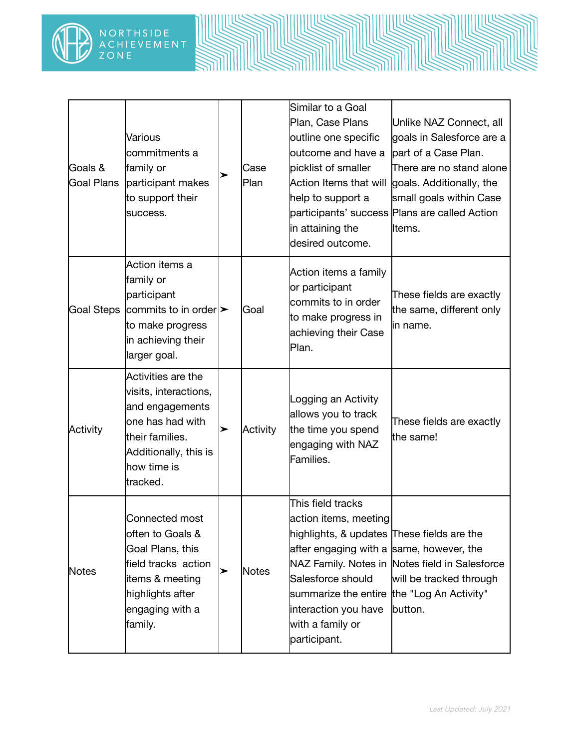| | | | | | |
|---|---|---|---|---|---|
| Goals & Goal Plans | Various commitments a family or participant makes to support their success. | ➤ | Case Plan | Similar to a Goal Plan, Case Plans outline one specific outcome and have a picklist of smaller Action Items that will help to support a participants' success in attaining the desired outcome. | Unlike NAZ Connect, all goals in Salesforce are a part of a Case Plan. There are no stand alone goals. Additionally, the small goals within Case Plans are called Action Items. |
| Goal Steps | Action items a family or participant commits to in order to make progress in achieving their larger goal. | ➤ | Goal | Action items a family or participant commits to in order to make progress in achieving their Case Plan. | These fields are exactly the same, different only in name. |
| Activity | Activities are the visits, interactions, and engagements one has had with their families. Additionally, this is how time is tracked. | ➤ | Activity | Logging an Activity allows you to track the time you spend engaging with NAZ Families. | These fields are exactly the same! |
| Notes | Connected most often to Goals & Goal Plans, this field tracks action items & meeting highlights after engaging with a family. | ➤ | Notes | This field tracks action items, meeting highlights, & updates after engaging with a NAZ Family. Notes in Salesforce should summarize the entire interaction you have with a family or participant. | These fields are the same, however, the Notes field in Salesforce will be tracked through the "Log An Activity" button. |

*Last Updated: July 2021*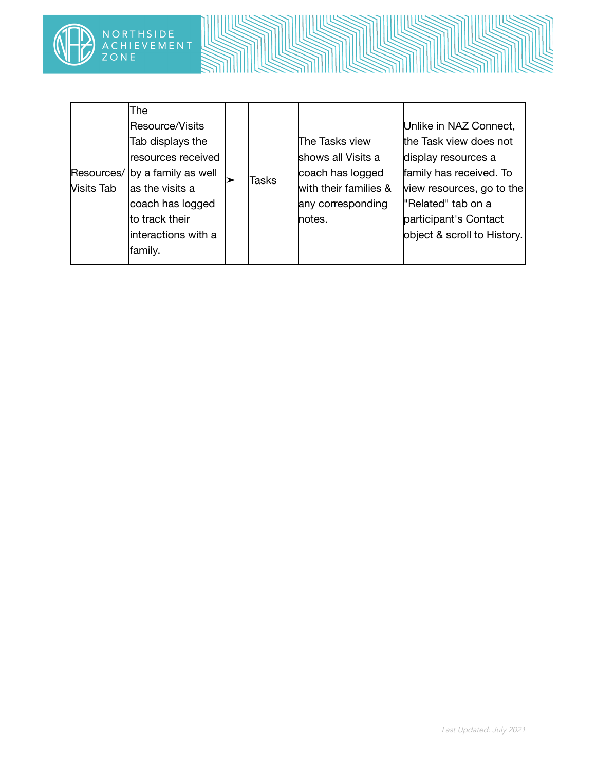| | | | | | |
|---|---|---|---|---|---|
| Resources/ Visits Tab | The Resource/Visits Tab displays the resources received by a family as well as the visits a coach has logged to track their interactions with a family. | ➢ | Tasks | The Tasks view shows all Visits a coach has logged with their families & any corresponding notes. | Unlike in NAZ Connect, the Task view does not display resources a family has received. To view resources, go to the "Related" tab on a participant's Contact object & scroll to History. |

*Last Updated: July 2021*